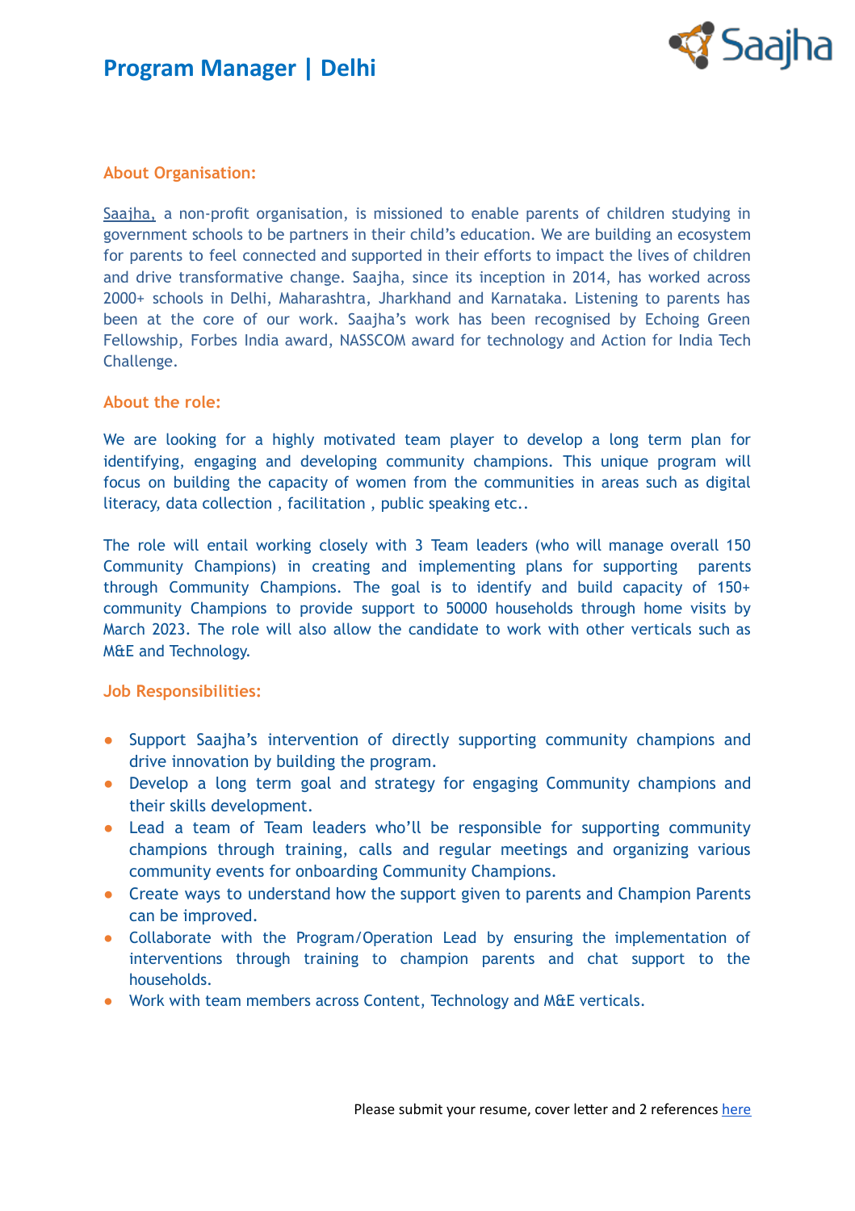# Program Manager | Delhi

## About Organisation:

Saajha, a non-profit organisation, is missioned to enable parents of children studying in government schools to be partners in their child's education. We are building an ecosystem for parents to feel connected and supported in their efforts to impact the lives of children and drive transformative change. Saajha, since its inception in 2014, has worked across 2000+ schools in Delhi, Maharashtra, Jharkhand and Karnataka. Listening to parents has been at the core of our work. Saajha's work has been recognised by Echoing Green Fellowship, Forbes India award, NASSCOM award for technology and Action for India Tech Challenge.

## About the role:

We are looking for a highly motivated team player to develop a long term plan for identifying, engaging and developing community champions. This unique program will focus on building the capacity of women from the communities in areas such as digital literacy, data collection , facilitation , public speaking etc..

The role will entail working closely with 3 Team leaders (who will manage overall 150 Community Champions) in creating and implementing plans for supporting parents through Community Champions. The goal is to identify and build capacity of 150+ community Champions to provide support to 50000 households through home visits by March 2023. The role will also allow the candidate to work with other verticals such as M&E and Technology.

## Job Responsibilities:

- Support Saajha's intervention of directly supporting community champions and drive innovation by building the program.
- Develop a long term goal and strategy for engaging Community champions and their skills development.
- Lead a team of Team leaders who'll be responsible for supporting community champions through training, calls and regular meetings and organizing various community events for onboarding Community Champions.
- Create ways to understand how the support given to parents and Champion Parents can be improved.
- Collaborate with the Program/Operation Lead by ensuring the implementation of interventions through training to champion parents and chat support to the households.
- Work with team members across Content, Technology and M&E verticals.

Please submit your resume, cover letter and 2 references here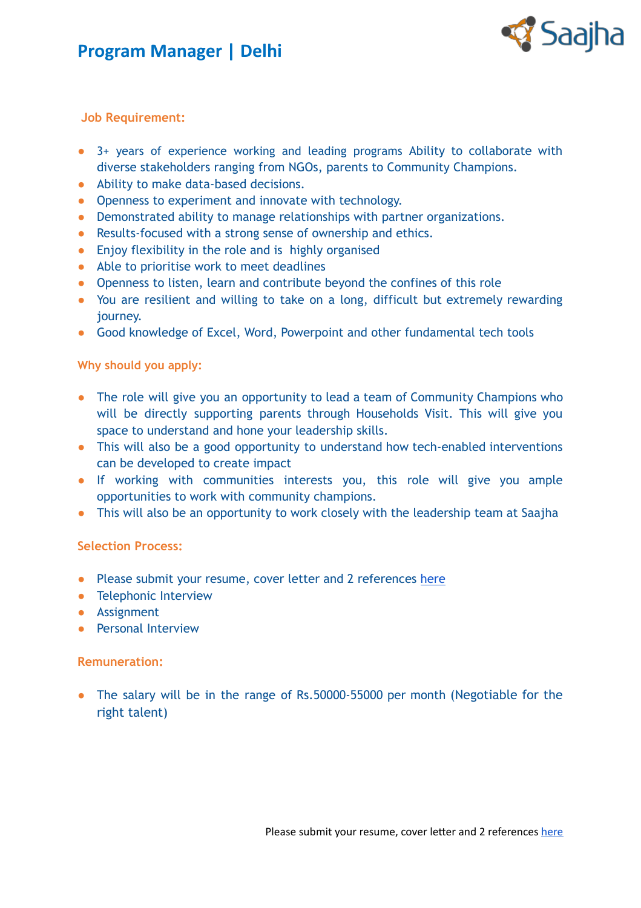# Program Manager | Delhi

### Job Requirement:

- 3+ years of experience working and leading programs Ability to collaborate with diverse stakeholders ranging from NGOs, parents to Community Champions.
- Ability to make data-based decisions.
- Openness to experiment and innovate with technology.
- Demonstrated ability to manage relationships with partner organizations.
- Results-focused with a strong sense of ownership and ethics.
- Enjoy flexibility in the role and is highly organised
- Able to prioritise work to meet deadlines
- Openness to listen, learn and contribute beyond the confines of this role
- You are resilient and willing to take on a long, difficult but extremely rewarding journey.
- Good knowledge of Excel, Word, Powerpoint and other fundamental tech tools

### Why should you apply:

- The role will give you an opportunity to lead a team of Community Champions who will be directly supporting parents through Households Visit. This will give you space to understand and hone your leadership skills.
- This will also be a good opportunity to understand how tech-enabled interventions can be developed to create impact
- If working with communities interests you, this role will give you ample opportunities to work with community champions.
- This will also be an opportunity to work closely with the leadership team at Saajha

### Selection Process:

- Please submit your resume, cover letter and 2 references here
- Telephonic Interview
- Assignment
- Personal Interview

### Remuneration:

- The salary will be in the range of Rs.50000-55000 per month (Negotiable for the right talent)

Please submit your resume, cover letter and 2 references here